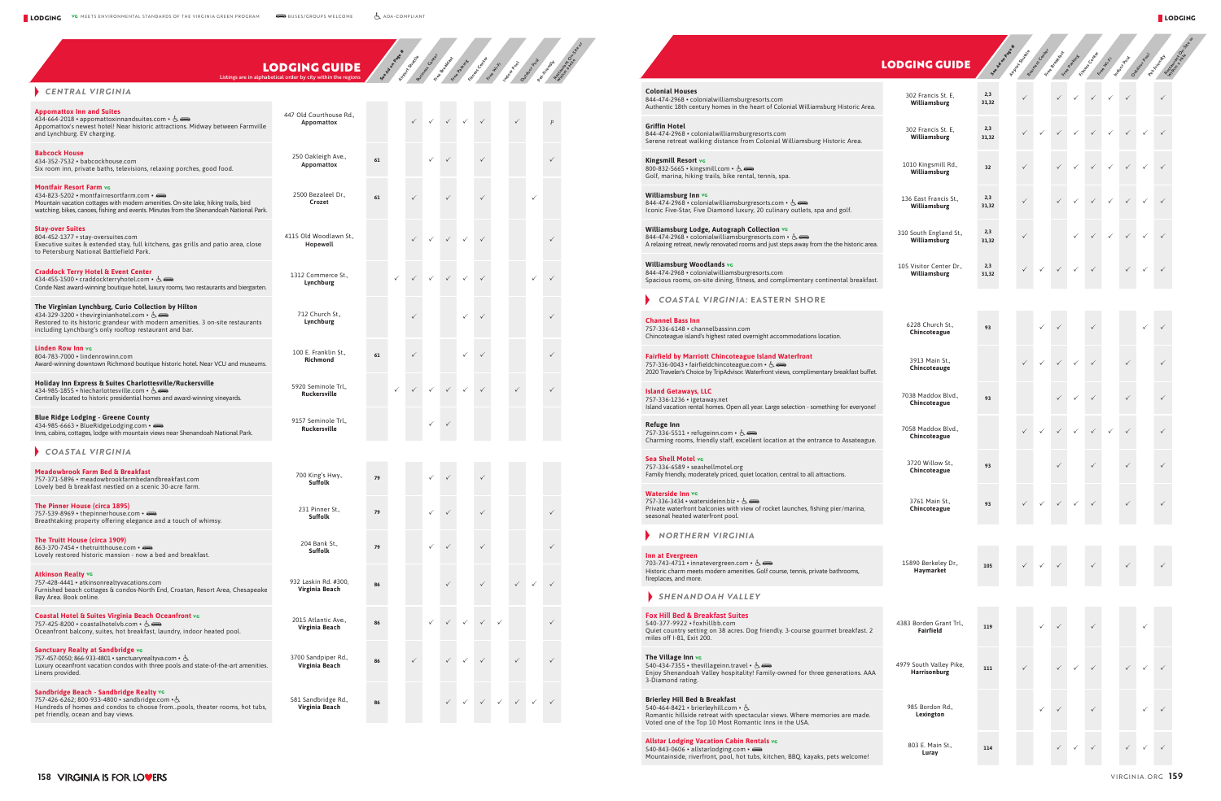LODGING · VG MEETS ENVIRONMENTAL STANDARDS OF THE VIRGINIA GREEN PROGRAM · BUSES/GROUPS WELCOME · ADA-COMPLIANT

# LODGING GUIDE

Listings are in alphabetical order by city within the regions

## CENTRAL VIRGINIA

| Listing | Address | See Ad on Page # | Airport Shuttle | Business Center | Free Breakfast | Free Parking | Fitness Center | Free Wi-Fi | Indoor Pool | Outdoor Pool | Pet Friendly | Restaurant On-Site or Nearby |
|---|---|---|---|---|---|---|---|---|---|---|---|---|
| **Appomattox Inn and Suites**<br>434-664-2018 • appomattoxinnandsuites.com<br>Appomattox's newest hotel! Near historic attractions. Midway between Farmville and Lynchburg. EV charging. | 447 Old Courthouse Rd., **Appomattox** | | | ✓ | ✓ | ✓ | ✓ | ✓ | | ✓ | | P |
| **Babcock House**<br>434-352-7532 • babcockhouse.com<br>Six room inn, private baths, televisions, relaxing porches, good food. | 250 Oakleigh Ave., **Appomattox** | 61 | | | ✓ | ✓ | | ✓ | | | | ✓ |
| **Montfair Resort Farm** VG<br>434-823-5202 • montfairresortfarm.com<br>Mountain vacation cottages with modern amenities. On-site lake, hiking trails, bird watching, bikes, canoes, fishing and events. Minutes from the Shenandoah National Park. | 2500 Bezaleel Dr., **Crozet** | 61 | | ✓ | | ✓ | | ✓ | | | ✓ | |
| **Stay-over Suites**<br>804-452-1377 • stay-oversuites.com<br>Executive suites & extended stay, full kitchens, gas grills and patio area, close to Petersburg National Battlefield Park. | 4115 Old Woodlawn St., **Hopewell** | | | ✓ | ✓ | ✓ | ✓ | ✓ | | | | ✓ |
| **Craddock Terry Hotel & Event Center**<br>434-455-1500 • craddockterryhotel.com<br>Conde Nast award-winning boutique hotel, luxury rooms, two restaurants and biergarten. | 1312 Commerce St., **Lynchburg** | | ✓ | ✓ | ✓ | ✓ | ✓ | ✓ | | | ✓ | ✓ |
| **The Virginian Lynchburg, Curio Collection by Hilton**<br>434-329-3200 • thevirginianhotel.com<br>Restored to its historic grandeur with modern amenities. 3 on-site restaurants including Lynchburg's only rooftop restaurant and bar. | 712 Church St., **Lynchburg** | | | ✓ | | | ✓ | ✓ | | | | ✓ |
| **Linden Row Inn** VG<br>804-783-7000 • lindenrowinn.com<br>Award-winning downtown Richmond boutique historic hotel. Near VCU and museums. | 100 E. Franklin St., **Richmond** | 61 | | ✓ | | | ✓ | ✓ | | | | ✓ |
| **Holiday Inn Express & Suites Charlottesville/Ruckersville**<br>434-985-1855 • hiecharlottesville.com<br>Centrally located to historic presidential homes and award-winning vineyards. | 5920 Seminole Trl., **Ruckersville** | | ✓ | ✓ | ✓ | ✓ | ✓ | ✓ | | ✓ | | ✓ |
| **Blue Ridge Lodging - Greene County**<br>434-985-6663 • BlueRidgeLodging.com<br>Inns, cabins, cottages, lodge with mountain views near Shenandoah National Park. | 9157 Seminole Trl., **Ruckersville** | | | | ✓ | ✓ | | | | | | |

## COASTAL VIRGINIA

| Listing | Address | See Ad on Page # | Airport Shuttle | Business Center | Free Breakfast | Free Parking | Fitness Center | Free Wi-Fi | Indoor Pool | Outdoor Pool | Pet Friendly | Restaurant On-Site or Nearby |
|---|---|---|---|---|---|---|---|---|---|---|---|---|
| **Meadowbrook Farm Bed & Breakfast**<br>757-371-5896 • meadowbrookfarmbedandbreakfast.com<br>Lovely bed & breakfast nestled on a scenic 30-acre farm. | 700 King's Hwy., **Suffolk** | 79 | | | ✓ | ✓ | | ✓ | | | | |
| **The Pinner House (circa 1895)**<br>757-539-8969 • thepinnerhouse.com<br>Breathtaking property offering elegance and a touch of whimsy. | 231 Pinner St., **Suffolk** | 79 | | | ✓ | ✓ | | ✓ | | | | ✓ |
| **The Truitt House (circa 1909)**<br>863-370-7454 • thetruitthouse.com<br>Lovely restored historic mansion - now a bed and breakfast. | 204 Bank St., **Suffolk** | 79 | | | ✓ | ✓ | | ✓ | | | | ✓ |
| **Atkinson Realty** VG<br>757-428-4441 • atkinsonrealtyvacations.com<br>Furnished beach cottages & condos-North End, Croatan, Resort Area, Chesapeake Bay Area. Book online. | 932 Laskin Rd. #300, **Virginia Beach** | 86 | | | | ✓ | | ✓ | | ✓ | ✓ | ✓ |
| **Coastal Hotel & Suites Virginia Beach Oceanfront** VG<br>757-425-8200 • coastalhotelvb.com<br>Oceanfront balcony, suites, hot breakfast, laundry, indoor heated pool. | 2015 Atlantic Ave., **Virginia Beach** | 86 | | | ✓ | ✓ | ✓ | ✓ | ✓ | | | ✓ |
| **Sanctuary Realty at Sandbridge** VG<br>757-457-0050; 866-933-4801 • sanctuaryrealtyva.com<br>Luxury oceanfront vacation condos with three pools and state-of-the-art amenities. Linens provided. | 3700 Sandpiper Rd., **Virginia Beach** | 86 | | ✓ | | ✓ | ✓ | ✓ | | ✓ | | ✓ |
| **Sandbridge Beach - Sandbridge Realty** VG<br>757-426-6262; 800-933-4800 • sandbridge.com<br>Hundreds of homes and condos to choose from...pools, theater rooms, hot tubs, pet friendly, ocean and bay views. | 581 Sandbridge Rd., **Virginia Beach** | 86 | | | | ✓ | ✓ | ✓ | ✓ | ✓ | ✓ | ✓ |

| Listing | Address | See Ad on Page # | Airport Shuttle | Business Center | Free Breakfast | Free Parking | Fitness Center | Free Wi-Fi | Indoor Pool | Outdoor Pool | Pet Friendly | Restaurant On-Site or Nearby |
|---|---|---|---|---|---|---|---|---|---|---|---|---|
| **Colonial Houses**<br>844-474-2968 • colonialwilliamsburgresorts.com<br>Authentic 18th century homes in the heart of Colonial Williamsburg Historic Area. | 302 Francis St. E, **Williamsburg** | 2,3 31,32 | ✓ | | ✓ | ✓ | ✓ | ✓ | ✓ | | | ✓ |
| **Griffin Hotel**<br>844-474-2968 • colonialwilliamsburgresorts.com<br>Serene retreat walking distance from Colonial Williamsburg Historic Area. | 302 Francis St. E, **Williamsburg** | 2,3 31,32 | ✓ | ✓ | ✓ | ✓ | ✓ | ✓ | ✓ | ✓ | ✓ | ✓ |
| **Kingsmill Resort** VG<br>800-832-5665 • kingsmill.com<br>Golf, marina, hiking trails, bike rental, tennis, spa. | 1010 Kingsmill Rd., **Williamsburg** | 32 | ✓ | | ✓ | ✓ | ✓ | ✓ | ✓ | ✓ | ✓ | ✓ |
| **Williamsburg Inn** VG<br>844-474-2968 • colonialwilliamsburgresorts.com<br>Iconic Five-Star, Five Diamond luxury, 20 culinary outlets, spa and golf. | 136 East Francis St., **Williamsburg** | 2,3 31,32 | ✓ | | ✓ | ✓ | ✓ | ✓ | ✓ | ✓ | ✓ | ✓ |
| **Williamsburg Lodge, Autograph Collection** VG<br>844-474-2968 • colonialwilliamsburgresorts.com<br>A relaxing retreat, newly renovated rooms and just steps away from the historic area. | 310 South England St., **Williamsburg** | 2,3 31,32 | ✓ | | | ✓ | ✓ | ✓ | ✓ | ✓ | ✓ | ✓ |
| **Williamsburg Woodlands** VG<br>844-474-2968 • colonialwilliamsburgresorts.com<br>Spacious rooms, on-site dining, fitness, and complimentary continental breakfast. | 105 Visitor Center Dr., **Williamsburg** | 2,3 31,32 | ✓ | ✓ | ✓ | ✓ | ✓ | | | ✓ | ✓ | ✓ |

## COASTAL VIRGINIA: EASTERN SHORE

| Listing | Address | See Ad on Page # | Airport Shuttle | Business Center | Free Breakfast | Free Parking | Fitness Center | Free Wi-Fi | Indoor Pool | Outdoor Pool | Pet Friendly | Restaurant On-Site or Nearby |
|---|---|---|---|---|---|---|---|---|---|---|---|---|
| **Channel Bass Inn**<br>757-336-6148 • channelbassinn.com<br>Chincoteague island's highest rated overnight accommodations location. | 6228 Church St., **Chincoteague** | 93 | | ✓ | ✓ | | | ✓ | | | ✓ | ✓ |
| **Fairfield by Marriott Chincoteague Island Waterfront**<br>757-336-0043 • fairfieldchincoteague.com<br>2020 Traveler's Choice by TripAdvisor. Waterfront views, complimentary breakfast buffet. | 3913 Main St., **Chincoteague** | | ✓ | ✓ | ✓ | ✓ | ✓ | | | ✓ | | ✓ |
| **Island Getaways, LLC**<br>757-336-1236 • igetaway.net<br>Island vacation rental homes. Open all year. Large selection - something for everyone! | 7038 Maddox Blvd., **Chincoteague** | 93 | | | | ✓ | ✓ | ✓ | | ✓ | | ✓ |
| **Refuge Inn**<br>757-336-5511 • refugeinn.com<br>Charming rooms, friendly staff, excellent location at the entrance to Assateague. | 7058 Maddox Blvd., **Chincoteague** | | ✓ | ✓ | ✓ | ✓ | ✓ | ✓ | ✓ | ✓ | | ✓ |
| **Sea Shell Motel** VG<br>757-336-6589 • seashellmotel.org<br>Family friendly, moderately priced, quiet location, central to all attractions. | 3720 Willow St., **Chincoteague** | 93 | | | | ✓ | | ✓ | | ✓ | | ✓ |
| **Waterside Inn** VG<br>757-336-3434 • watersideinn.biz<br>Private waterfront balconies with view of rocket launches, fishing pier/marina, seasonal heated waterfront pool. | 3761 Main St., **Chincoteague** | 93 | ✓ | ✓ | ✓ | ✓ | ✓ | | | ✓ | | ✓ |

## NORTHERN VIRGINIA

| Listing | Address | See Ad on Page # | Airport Shuttle | Business Center | Free Breakfast | Free Parking | Fitness Center | Free Wi-Fi | Indoor Pool | Outdoor Pool | Pet Friendly | Restaurant On-Site or Nearby |
|---|---|---|---|---|---|---|---|---|---|---|---|---|
| **Inn at Evergreen**<br>703-743-4711 • innatevergreen.com<br>Historic charm meets modern amenities. Golf course, tennis, private bathrooms, fireplaces, and more. | 15890 Berkeley Dr., **Haymarket** | 105 | ✓ | ✓ | ✓ | | ✓ | | | ✓ | | ✓ |

## SHENANDOAH VALLEY

| Listing | Address | See Ad on Page # | Airport Shuttle | Business Center | Free Breakfast | Free Parking | Fitness Center | Free Wi-Fi | Indoor Pool | Outdoor Pool | Pet Friendly | Restaurant On-Site or Nearby |
|---|---|---|---|---|---|---|---|---|---|---|---|---|
| **Fox Hill Bed & Breakfast Suites**<br>540-377-9922 • foxhillbb.com<br>Quiet country setting on 38 acres. Dog friendly. 3-course gourmet breakfast. 2 miles off I-81, Exit 200. | 4383 Borden Grant Trl., **Fairfield** | 119 | | ✓ | ✓ | | ✓ | | | | ✓ | |
| **The Village Inn** VG<br>540-434-7355 • thevillageinn.travel<br>Enjoy Shenandoah Valley hospitality! Family-owned for three generations. AAA 3-Diamond rating. | 4979 South Valley Pike, **Harrisonburg** | 111 | ✓ | | ✓ | ✓ | ✓ | | | ✓ | ✓ | ✓ |
| **Brierley Hill Bed & Breakfast**<br>540-464-8421 • brierleyhill.com<br>Romantic hillside retreat with spectacular views. Where memories are made. Voted one of the Top 10 Most Romantic Inns in the USA. | 985 Bordon Rd., **Lexington** | | | ✓ | ✓ | | ✓ | | | | ✓ | ✓ |
| **Allstar Lodging Vacation Cabin Rentals** VG<br>540-843-0606 • allstarlodging.com<br>Mountainside, riverfront, pool, hot tubs, kitchen, BBQ, kayaks, pets welcome! | 803 E. Main St., **Luray** | 114 | | | ✓ | ✓ | ✓ | | | ✓ | ✓ | ✓ |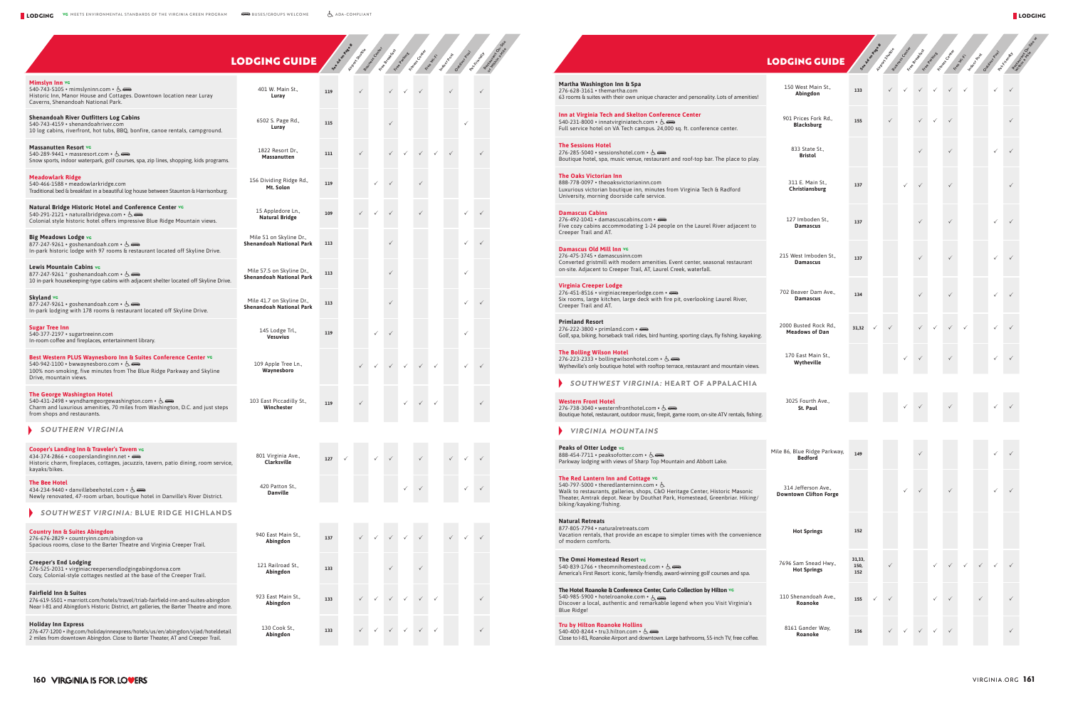**LODGING** | VG MEETS ENVIRONMENTAL STANDARDS OF THE VIRGINIA GREEN PROGRAM | 🚌 BUSES/GROUPS WELCOME | ♿ ADA-COMPLIANT

## LODGING GUIDE

| Lodging | Address | See Ad on Page # | Airport Shuttle | Business Center | Free Breakfast | Free Parking | Fitness Center | Free Wi-Fi | Indoor Pool | Outdoor Pool | Pet Friendly | Restaurant On-Site or Within a Mile |
|---|---|---|---|---|---|---|---|---|---|---|---|---|
| **Mimslyn Inn** VG<br>540-743-5105 • mimslyninn.com • ♿ 🚌<br>Historic Inn, Manor House and Cottages. Downtown location near Luray Caverns, Shenandoah National Park. | 401 W. Main St., **Luray** | 119 | | ✓ | | ✓ | ✓ | ✓ | | ✓ | | ✓ |
| **Shenandoah River Outfitters Log Cabins**<br>540-743-4159 • shenandoahriver.com<br>10 log cabins, riverfront, hot tubs, BBQ, bonfire, canoe rentals, campground. | 6502 S. Page Rd., **Luray** | 115 | | | | ✓ | | | | | ✓ | |
| **Massanutten Resort** VG<br>540-289-9441 • massresort.com • ♿ 🚌<br>Snow sports, indoor waterpark, golf courses, spa, zip lines, shopping, kids programs. | 1822 Resort Dr., **Massanutten** | 111 | | ✓ | | ✓ | ✓ | ✓ | ✓ | ✓ | | ✓ |
| **Meadowlark Ridge**<br>540-466-1588 • meadowlarkridge.com<br>Traditional bed & breakfast in a beautiful log house between Staunton & Harrisonburg. | 156 Dividing Ridge Rd., **Mt. Solon** | 119 | | | ✓ | ✓ | | ✓ | | | | |
| **Natural Bridge Historic Hotel and Conference Center** VG<br>540-291-2121 • naturalbridgeva.com • ♿ 🚌<br>Colonial style historic hotel offers impressive Blue Ridge Mountain views. | 15 Appledore Ln., **Natural Bridge** | 109 | | ✓ | ✓ | ✓ | | ✓ | | | ✓ | ✓ |
| **Big Meadows Lodge** VG<br>877-247-9261 • goshenandoah.com • ♿ 🚌<br>In-park historic lodge with 97 rooms & restaurant located off Skyline Drive. | Mile 51 on Skyline Dr., **Shenandoah National Park** | 113 | | | | ✓ | | | | | ✓ | ✓ |
| **Lewis Mountain Cabins** VG<br>877-247-9261 ˙ goshenandoah.com • ♿ 🚌<br>10 in-park housekeeping-type cabins with adjacent shelter located off Skyline Drive. | Mile 57.5 on Skyline Dr., **Shenandoah National Park** | 113 | | | | ✓ | | | | | ✓ | |
| **Skyland** VG<br>877-247-9261 • goshenandoah.com • ♿ 🚌<br>In-park lodging with 178 rooms & restaurant located off Skyline Drive. | Mile 41.7 on Skyline Dr., **Shenandoah National Park** | 113 | | | | ✓ | | | | | ✓ | ✓ |
| **Sugar Tree Inn**<br>540-377-2197 • sugartreeinn.com<br>In-room coffee and fireplaces, entertainment library. | 145 Lodge Trl., **Vesuvius** | 119 | | | ✓ | ✓ | | | | | ✓ | |
| **Best Western PLUS Waynesboro Inn & Suites Conference Center** VG<br>540-942-1100 • bwwaynesboro.com • ♿ 🚌<br>100% non-smoking, five minutes from The Blue Ridge Parkway and Skyline Drive, mountain views. | 109 Apple Tree Ln., **Waynesboro** | | | ✓ | ✓ | ✓ | ✓ | ✓ | ✓ | | ✓ | ✓ |
| **The George Washington Hotel**<br>540-431-2498 • wyndhamgeorgewashington.com • ♿ 🚌<br>Charm and luxurious amenities, 70 miles from Washington, D.C. and just steps from shops and restaurants. | 103 East Piccadilly St., **Winchester** | 119 | | ✓ | | | ✓ | ✓ | ✓ | | | ✓ |
| ***SOUTHERN VIRGINIA*** | | | | | | | | | | | | |
| **Cooper's Landing Inn & Traveler's Tavern** VG<br>434-374-2866 • coopersiandinginn.net • 🚌<br>Historic charm, fireplaces, cottages, jacuzzis, tavern, patio dining, room service, kayaks/bikes. | 801 Virginia Ave., **Clarksville** | 127 | ✓ | | ✓ | ✓ | | ✓ | | ✓ | ✓ | ✓ |
| **The Bee Hotel**<br>434-234-9440 • danvillebeehotel.com • ♿ 🚌<br>Newly renovated, 47-room urban, boutique hotel in Danville's River District. | 420 Patton St., **Danville** | | | | | | ✓ | ✓ | | | ✓ | ✓ |
| ***SOUTHWEST VIRGINIA: BLUE RIDGE HIGHLANDS*** | | | | | | | | | | | | |
| **Country Inn & Suites Abingdon**<br>276-676-2829 • countryinn.com/abingdon-va<br>Spacious rooms, close to the Barter Theatre and Virginia Creeper Trail. | 940 East Main St., **Abingdon** | 137 | | ✓ | ✓ | ✓ | ✓ | ✓ | | ✓ | ✓ | ✓ |
| **Creeper's End Lodging**<br>276-525-2031 • virginiacreepersendlodgingabingdonva.com<br>Cozy, Colonial-style cottages nestled at the base of the Creeper Trail. | 121 Railroad St., **Abingdon** | 133 | | | | ✓ | | ✓ | | | | |
| **Fairfield Inn & Suites**<br>276-619-5501 • marriott.com/hotels/travel/triab-fairfield-inn-and-suites-abingdon<br>Near I-81 and Abingdon's Historic District, art galleries, the Barter Theatre and more. | 923 East Main St., **Abingdon** | 133 | | ✓ | ✓ | ✓ | ✓ | ✓ | ✓ | | | ✓ |
| **Holiday Inn Express**<br>276-477-1200 • ihg.com/holidayinnexpress/hotels/us/en/abingdon/vjiad/hoteldetail<br>2 miles from downtown Abingdon. Close to Barter Theater, AT and Creeper Trail. | 130 Cook St., **Abingdon** | 133 | | ✓ | ✓ | ✓ | ✓ | ✓ | ✓ | | | ✓ |

## LODGING GUIDE

| Lodging | Address | See Ad on Page # | Airport Shuttle | Business Center | Free Breakfast | Free Parking | Fitness Center | Free Wi-Fi | Indoor Pool | Outdoor Pool | Pet Friendly | Restaurant On-Site or Within a Mile |
|---|---|---|---|---|---|---|---|---|---|---|---|---|
| **Martha Washington Inn & Spa**<br>276-628-3161 • themartha.com<br>63 rooms & suites with their own unique character and personality. Lots of amenities! | 150 West Main St., **Abingdon** | 133 | | ✓ | ✓ | ✓ | ✓ | ✓ | ✓ | | ✓ | ✓ |
| **Inn at Virginia Tech and Skelton Conference Center**<br>540-231-8000 • innatvirginiatech.com • ♿ 🚌<br>Full service hotel on VA Tech campus. 24,000 sq. ft. conference center. | 901 Prices Fork Rd., **Blacksburg** | 155 | | ✓ | | ✓ | ✓ | ✓ | | | | ✓ |
| **The Sessions Hotel**<br>276-285-5040 • sessionshotel.com • ♿ 🚌<br>Boutique hotel, spa, music venue, restaurant and roof-top bar. The place to play. | 833 State St., **Bristol** | | | | | ✓ | | ✓ | | | ✓ | ✓ |
| **The Oaks Victorian Inn**<br>888-778-0097 • theoaksvictorianinn.com<br>Luxurious victorian boutique inn, minutes from Virginia Tech & Radford University, morning doorside cafe service. | 311 E. Main St., **Christiansburg** | 137 | | | ✓ | ✓ | | ✓ | | | | ✓ |
| **Damascus Cabins**<br>276-492-1041 • damascuscabins.com • 🚌<br>Five cozy cabins accommodating 1-24 people on the Laurel River adjacent to Creeper Trail and AT. | 127 Imboden St., **Damascus** | 137 | | | | ✓ | | ✓ | | | ✓ | ✓ |
| **Damascus Old Mill Inn** VG<br>276-475-3745 • damascusinn.com<br>Converted gristmill with modern amenities. Event center, seasonal restaurant on-site. Adjacent to Creeper Trail, AT, Laurel Creek, waterfall. | 215 West Imboden St., **Damascus** | 137 | | | | ✓ | | ✓ | | | ✓ | ✓ |
| **Virginia Creeper Lodge**<br>276-451-8516 • virginiacreeperlodge.com • 🚌<br>Six rooms, large kitchen, large deck with fire pit, overlooking Laurel River, Creeper Trail and AT. | 702 Beaver Dam Ave., **Damascus** | 134 | | | | ✓ | | ✓ | | | ✓ | ✓ |
| **Primland Resort**<br>276-222-3800 • primland.com • 🚌<br>Golf, spa, biking, horseback trail rides, bird hunting, sporting clays, fly fishing, kayaking. | 2000 Busted Rock Rd., **Meadows of Dan** | 31,32 | ✓ | ✓ | | ✓ | ✓ | ✓ | ✓ | | ✓ | ✓ |
| **The Bolling Wilson Hotel**<br>276-223-2333 • bollingwilsonhotel.com • ♿ 🚌<br>Wytheville's only boutique hotel with rooftop terrace, restaurant and mountain views. | 170 East Main St., **Wytheville** | | | | ✓ | ✓ | | ✓ | | | ✓ | ✓ |
| ***SOUTHWEST VIRGINIA: HEART OF APPALACHIA*** | | | | | | | | | | | | |
| **Western Front Hotel**<br>276-738-3040 • westernfronthotel.com • ♿ 🚌<br>Boutique hotel, restaurant, outdoor music, firepit, game room, on-site ATV rentals, fishing. | 3025 Fourth Ave., **St. Paul** | | | | ✓ | ✓ | | ✓ | | | ✓ | ✓ |
| ***VIRGINIA MOUNTAINS*** | | | | | | | | | | | | |
| **Peaks of Otter Lodge** VG<br>888-454-7711 • peaksofotter.com • ♿ 🚌<br>Parkway lodging with views of Sharp Top Mountain and Abbott Lake. | Mile 86, Blue Ridge Parkway, **Bedford** | 149 | | | | ✓ | | | | | ✓ | ✓ |
| **The Red Lantern Inn and Cottage** VG<br>540-797-5000 • theredlanterninn.com • ♿<br>Walk to restaurants, galleries, shops, C&O Heritage Center, Historic Masonic Theater, Amtrak depot. Near by Douthat Park, Homestead, Greenbriar. Hiking/biking/kayaking/fishing. | 314 Jefferson Ave., **Downtown Clifton Forge** | | | | ✓ | ✓ | | ✓ | | | ✓ | ✓ |
| **Natural Retreats**<br>877-805-7794 • naturalretreats.com<br>Vacation rentals, that provide an escape to simpler times with the convenience of modern comforts. | **Hot Springs** | 152 | | | | | | | | | | |
| **The Omni Homestead Resort** VG<br>540-839-1766 • theomnihomestead.com • ♿ 🚌<br>America's First Resort: iconic, family-friendly, award-winning golf courses and spa. | 7696 Sam Snead Hwy., **Hot Springs** | 31,33, 150, 152 | | ✓ | | | ✓ | ✓ | ✓ | ✓ | ✓ | ✓ |
| **The Hotel Roanoke & Conference Center, Curio Collection by Hilton** VG<br>540-985-5900 • hotelroanoke.com • ♿ 🚌<br>Discover a local, authentic and remarkable legend when you Visit Virginia's Blue Ridge! | 110 Shenandoah Ave., **Roanoke** | 155 | ✓ | ✓ | | | ✓ | ✓ | | ✓ | | ✓ |
| **Tru by Hilton Roanoke Hollins**<br>540-400-8244 • tru3.hilton.com • ♿ 🚌<br>Close to I-81, Roanoke Airport and downtown. Large bathrooms, 55-inch TV, free coffee. | 8161 Gander Way, **Roanoke** | 156 | | ✓ | ✓ | ✓ | ✓ | ✓ | | | | ✓ |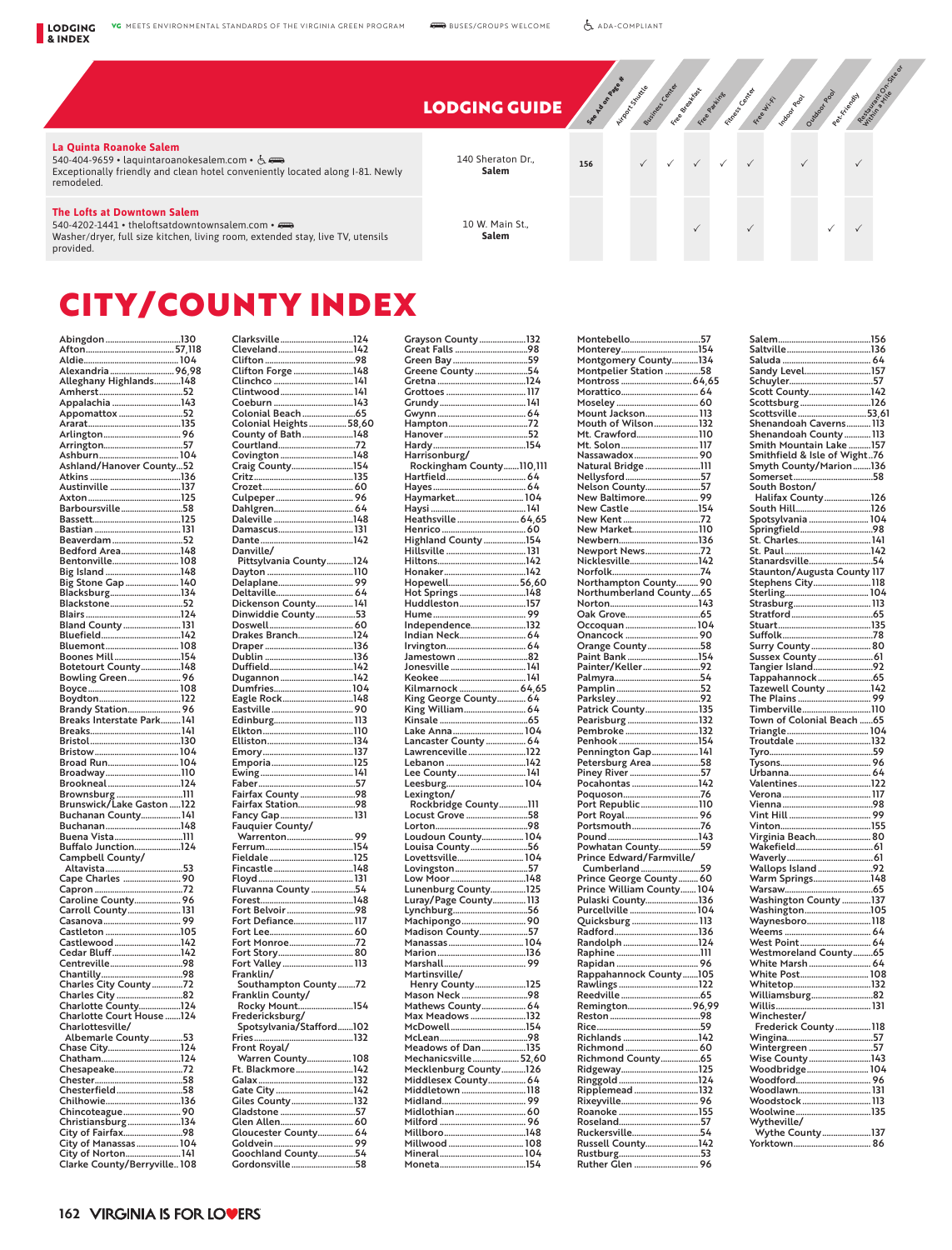VG MEETS ENVIRONMENTAL STANDARDS OF THE VIRGINIA GREEN PROGRAM — BUSES/GROUPS WELCOME — ADA-COMPLIANT

## LODGING GUIDE

| | Address | See Ad on Page # | Airport Shuttle | Business Center | Free Breakfast | Free Parking | Fitness Center | Free Wi-Fi | Indoor Pool | Outdoor Pool | Pet-Friendly | Restaurant On-Site or Within a Mile |
|---|---|---|---|---|---|---|---|---|---|---|---|---|
| **La Quinta Roanoke Salem**<br>540-404-9659 • laquintaroanokesalem.com<br>Exceptionally friendly and clean hotel conveniently located along I-81. Newly remodeled. | 140 Sheraton Dr., **Salem** | 156 | | ✓ | ✓ | ✓ | ✓ | ✓ | | ✓ | | ✓ |
| **The Lofts at Downtown Salem**<br>540-4202-1441 • theloftsatdowntownsalem.com<br>Washer/dryer, full size kitchen, living room, extended stay, live TV, utensils provided. | 10 W. Main St., **Salem** | | | | | ✓ | | ✓ | | | ✓ | ✓ |

# CITY/COUNTY INDEX

Abingdon 130
Afton 57,118
Aldie 104
Alexandria 96,98
Alleghany Highlands 148
Amherst 52
Appalachia 143
Appomattox 52
Ararat 135
Arlington 96
Arrington 57
Ashburn 104
Ashland/Hanover County 52
Atkins 136
Austinville 137
Axton 125
Barboursville 58
Bassett 125
Bastian 131
Beaverdam 52
Bedford Area 148
Bentonville 108
Big Island 148
Big Stone Gap 140
Blacksburg 134
Blackstone 52
Blairs 124
Bland County 131
Bluefield 142
Bluemont 108
Boones Mill 154
Botetourt County 148
Bowling Green 96
Boyce 108
Boydton 122
Brandy Station 96
Breaks Interstate Park 141
Breaks 141
Bristol 130
Bristow 104
Broad Run 104
Broadway 110
Brookneal 124
Brownsburg 111
Brunswick/Lake Gaston 122
Buchanan County 141
Buchanan 148
Buena Vista 111
Buffalo Junction 124
Campbell County/
  Altavista 53
Cape Charles 90
Capron 72
Caroline County 96
Carroll County 131
Casanova 99
Castleton 105
Castlewood 142
Cedar Bluff 142
Centreville 98
Chantilly 98
Charles City County 72
Charles City 82
Charlotte County 124
Charlotte Court House 124
Charlottesville/
  Albemarle County 53
Chase City 124
Chatham 124
Chesapeake 72
Chester 58
Chesterfield 58
Chilhowie 136
Chincoteague 90
Christiansburg 134
City of Fairfax 98
City of Manassas 104
City of Norton 141
Clarke County/Berryville 108
Clarksville 124
Cleveland 142
Clifton 98
Clifton Forge 148
Clinchco 141
Clintwood 141
Coeburn 143
Colonial Beach 65
Colonial Heights 58,60
County of Bath 148
Courtland 72
Covington 148
Craig County 154
Critz 135
Crozet 60
Culpeper 96
Dahlgren 64
Daleville 148
Damascus 131
Dante 142
Danville/
  Pittsylvania County 124
Dayton 110
Delaplane 99
Deltaville 64
Dickenson County 141
Dinwiddie County 53
Doswell 60
Drakes Branch 124
Draper 136
Dublin 136
Duffield 142
Dugannon 142
Dumfries 104
Eagle Rock 148
Eastville 90
Edinburg 113
Elkton 110
Elliston 134
Emory 137
Emporia 125
Ewing 141
Faber 57
Fairfax County 98
Fairfax Station 98
Fancy Gap 131
Fauquier County/
  Warrenton 99
Ferrum 154
Fieldale 125
Fincastle 148
Floyd 131
Fluvanna County 54
Forest 148
Fort Belvoir 98
Fort Defiance 117
Fort Lee 60
Fort Monroe 72
Fort Story 80
Fort Valley 113
Franklin/
  Southampton County 72
Franklin County/
  Rocky Mount 154
Fredericksburg/
  Spotsylvania/Stafford 102
Fries 132
Front Royal/
  Warren County 108
Ft. Blackmore 142
Galax 132
Gate City 142
Giles County 132
Gladstone 57
Glen Allen 60
Gloucester County 64
Goldvein 99
Goochland County 54
Gordonsville 58
Grayson County 132
Great Falls 98
Green Bay 59
Greene County 54
Gretna 124
Grottoes 117
Grundy 141
Gwynn 64
Hampton 72
Hanover 52
Hardy 154
Harrisonburg/
  Rockingham County 110,111
Hartfield 64
Hayes 64
Haymarket 104
Haysi 141
Heathsville 64,65
Henrico 60
Highland County 154
Hillsville 131
Hiltons 142
Honaker 142
Hopewell 56,60
Hot Springs 148
Huddleston 157
Hume 99
Independence 132
Indian Neck 64
Irvington 64
Jamestown 82
Jonesville 141
Keokee 141
Kilmarnock 64,65
King George County 64
King William 64
Kinsale 65
Lake Anna 104
Lancaster County 64
Lawrenceville 122
Lebanon 142
Lee County 141
Leesburg 104
Lexington/
  Rockbridge County 111
Locust Grove 58
Lorton 98
Loudoun County 104
Louisa County 56
Lovettsville 104
Lovingston 57
Low Moor 148
Lunenburg County 125
Luray/Page County 113
Lynchburg 56
Machipongo 90
Madison County 57
Manassas 104
Marion 136
Marshall 99
Martinsville/
  Henry County 125
Mason Neck 98
Mathews County 64
Max Meadows 132
McDowell 154
McLean 98
Meadows of Dan 135
Mechanicsville 52,60
Mecklenburg County 126
Middlesex County 64
Middletown 118
Midland 99
Midlothian 60
Milford 96
Millboro 148
Millwood 108
Mineral 104
Moneta 154
Montebello 57
Monterey 154
Montgomery County 134
Montpelier Station 58
Montross 64,65
Moratticco 64
Moseley 60
Mount Jackson 113
Mouth of Wilson 132
Mt. Crawford 110
Mt. Solon 117
Nassawadox 90
Natural Bridge 111
Nellysford 57
Nelson County 57
New Baltimore 99
New Castle 154
New Kent 72
New Market 110
Newbern 136
Newport News 72
Nickelsville 142
Norfolk 74
Northampton County 90
Northumberland County 65
Norton 143
Oak Grove 65
Occoquan 104
Onancock 90
Orange County 58
Paint Bank 154
Painter/Keller 92
Palmyra 54
Pamplin 52
Parksley 92
Patrick County 135
Pearisburg 132
Pembroke 132
Penhook 154
Pennington Gap 141
Petersburg Area 58
Piney River 57
Pocahontas 142
Poquoson 76
Port Republic 110
Port Royal 96
Portsmouth 76
Pound 143
Powhatan County 59
Prince Edward/Farmville/
  Cumberland 59
Prince George County 60
Prince William County 104
Pulaski County 136
Purcellville 104
Quicksburg 113
Radford 136
Randolph 124
Raphine 111
Rapidan 96
Rappahannock County 105
Rawlings 122
Reedville 65
Remington 96,99
Reston 98
Rice 59
Richlands 142
Richmond 60
Richmond County 65
Ridgeway 125
Ringgold 124
Ripplemead 132
Rixeyville 96
Roanoke 155
Roseland 57
Ruckersville 54
Russell County 142
Rustburg 53
Ruther Glen 96
Salem 156
Saltville 136
Saluda 64
Sandy Level 157
Schuyler 57
Scott County 142
Scottsburg 126
Scottsville 53,61
Shenandoah Caverns 113
Shenandoah County 113
Smith Mountain Lake 157
Smithfield & Isle of Wight 76
Smyth County/Marion 136
Somerset 58
South Boston/
  Halifax County 126
South Hill 126
Spotsylvania 104
Springfield 98
St. Charles 141
St. Paul 142
Stanardsville 54
Staunton/Augusta County 117
Stephens City 118
Sterling 104
Strasburg 113
Stratford 65
Stuart 135
Suffolk 78
Surry County 80
Sussex County 61
Tangier Island 92
Tappahannock 65
Tazewell County 142
The Plains 99
Timberville 110
Town of Colonial Beach 65
Triangle 104
Troutdale 132
Tyro 59
Tysons 96
Urbanna 64
Valentines 122
Verona 117
Vienna 98
Vint Hill 99
Vinton 155
Virginia Beach 80
Wakefield 61
Waverly 61
Wallops Island 92
Warm Springs 148
Warsaw 65
Washington County 137
Washington 105
Waynesboro 118
Weems 64
West Point 64
Westmoreland County 65
White Marsh 64
White Post 108
Whitetop 132
Williamsburg 82
Willis 131
Winchester/
  Frederick County 118
Wingina 57
Wintergreen 57
Wise County 143
Woodbridge 104
Woodford 96
Woodlawn 131
Woodstock 113
Woolwine 135
Wytheville/
  Wythe County 137
Yorktown 86